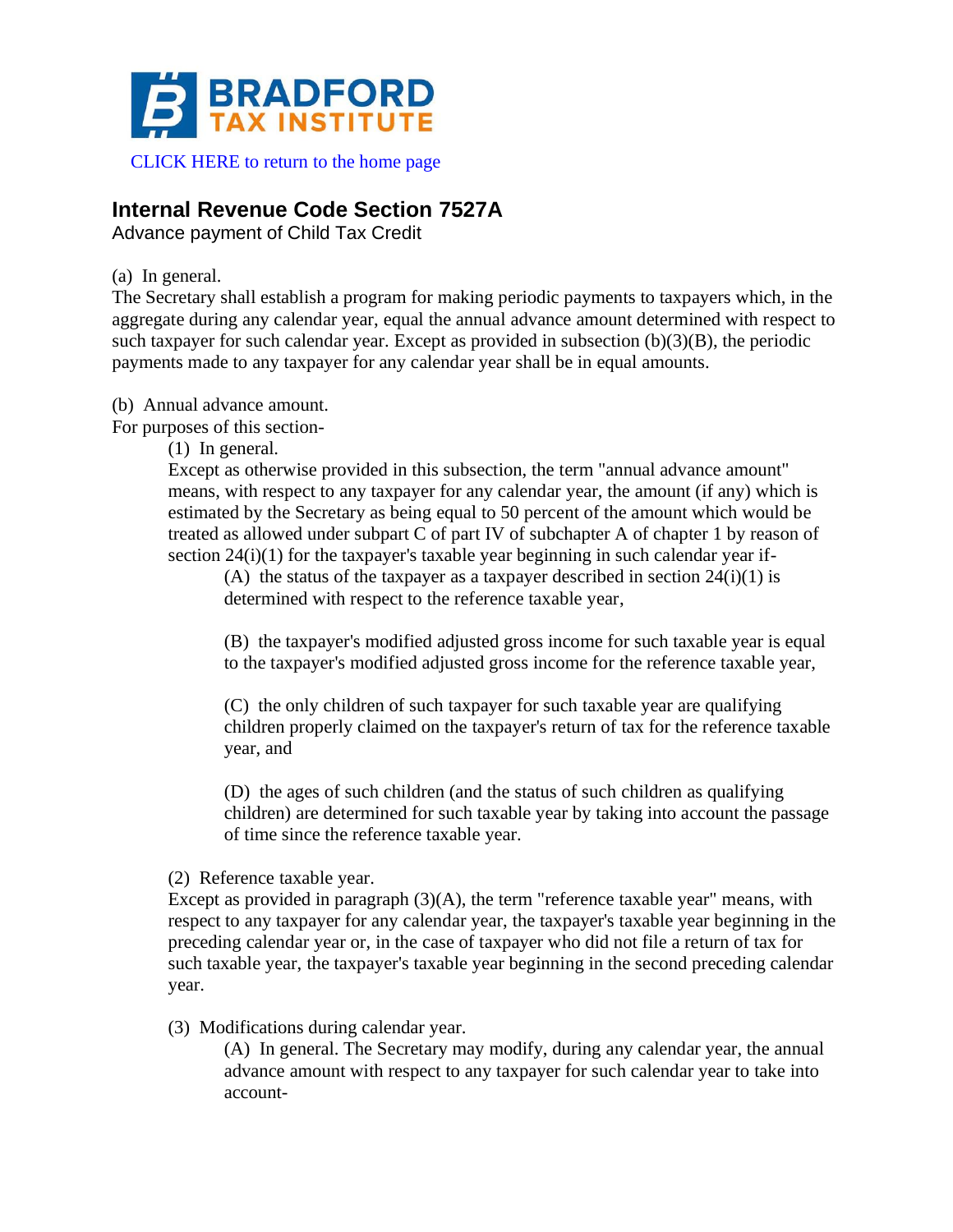CLICK HERE to return to the home page

## Internal Revenue Code Section 7527A

Advance payment of Child Tax Credit

(a) In general.

The Secretary shall establish a program for making periodic payments to taxpayers which, in the aggregate during any calendar year, equal the annual advance amount determined with respect to such taxpayer for such calendar year. Except as provided in subsection (b)(3)(B), the periodic payments made to any taxpayer for any calendar year shall be in equal amounts.

(b) Annual advance amount.

For purposes of this section-

(1) In general.

Except as otherwise provided in this subsection, the term "annual advance amount" means, with respect to any taxpayer for any calendar year, the amount (if any) which is estimated by the Secretary as being equal to 50 percent of the amount which would be treated as allowed under subpart C of part IV of subchapter A of chapter 1 by reason of section 24(i)(1) for the taxpayer's taxable year beginning in such calendar year if-

(A) the status of the taxpayer as a taxpayer described in section 24(i)(1) is determined with respect to the reference taxable year,

(B) the taxpayer's modified adjusted gross income for such taxable year is equal to the taxpayer's modified adjusted gross income for the reference taxable year,

(C) the only children of such taxpayer for such taxable year are qualifying children properly claimed on the taxpayer's return of tax for the reference taxable year, and

(D) the ages of such children (and the status of such children as qualifying children) are determined for such taxable year by taking into account the passage of time since the reference taxable year.

(2) Reference taxable year.

Except as provided in paragraph (3)(A), the term "reference taxable year" means, with respect to any taxpayer for any calendar year, the taxpayer's taxable year beginning in the preceding calendar year or, in the case of taxpayer who did not file a return of tax for such taxable year, the taxpayer's taxable year beginning in the second preceding calendar year.

(3) Modifications during calendar year.

(A) In general. The Secretary may modify, during any calendar year, the annual advance amount with respect to any taxpayer for such calendar year to take into account-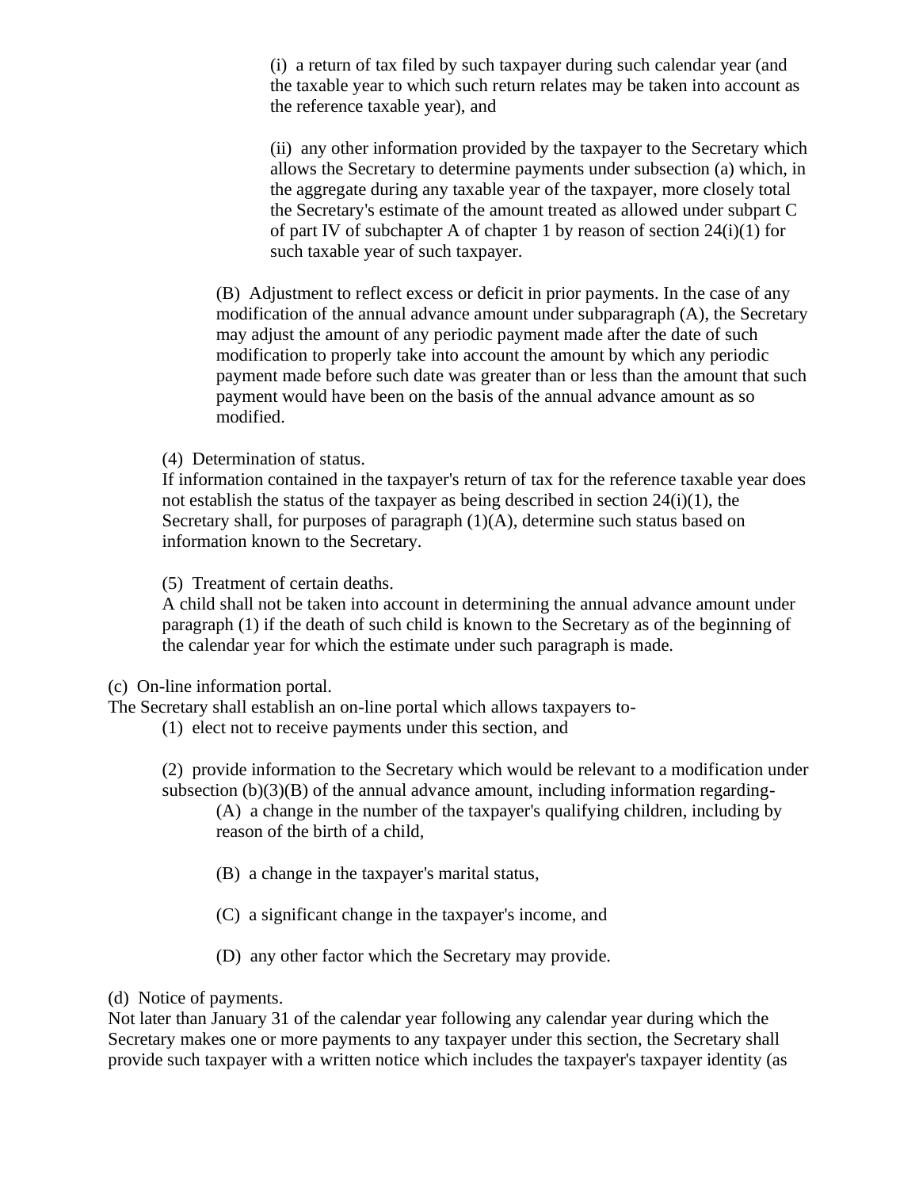(i) a return of tax filed by such taxpayer during such calendar year (and the taxable year to which such return relates may be taken into account as the reference taxable year), and

(ii) any other information provided by the taxpayer to the Secretary which allows the Secretary to determine payments under subsection (a) which, in the aggregate during any taxable year of the taxpayer, more closely total the Secretary's estimate of the amount treated as allowed under subpart C of part IV of subchapter A of chapter 1 by reason of section 24(i)(1) for such taxable year of such taxpayer.

(B) Adjustment to reflect excess or deficit in prior payments. In the case of any modification of the annual advance amount under subparagraph (A), the Secretary may adjust the amount of any periodic payment made after the date of such modification to properly take into account the amount by which any periodic payment made before such date was greater than or less than the amount that such payment would have been on the basis of the annual advance amount as so modified.

(4) Determination of status.
If information contained in the taxpayer's return of tax for the reference taxable year does not establish the status of the taxpayer as being described in section 24(i)(1), the Secretary shall, for purposes of paragraph (1)(A), determine such status based on information known to the Secretary.

(5) Treatment of certain deaths.
A child shall not be taken into account in determining the annual advance amount under paragraph (1) if the death of such child is known to the Secretary as of the beginning of the calendar year for which the estimate under such paragraph is made.

(c) On-line information portal.
The Secretary shall establish an on-line portal which allows taxpayers to-

(1) elect not to receive payments under this section, and

(2) provide information to the Secretary which would be relevant to a modification under subsection (b)(3)(B) of the annual advance amount, including information regarding-

(A) a change in the number of the taxpayer's qualifying children, including by reason of the birth of a child,

(B) a change in the taxpayer's marital status,

(C) a significant change in the taxpayer's income, and

(D) any other factor which the Secretary may provide.

(d) Notice of payments.
Not later than January 31 of the calendar year following any calendar year during which the Secretary makes one or more payments to any taxpayer under this section, the Secretary shall provide such taxpayer with a written notice which includes the taxpayer's taxpayer identity (as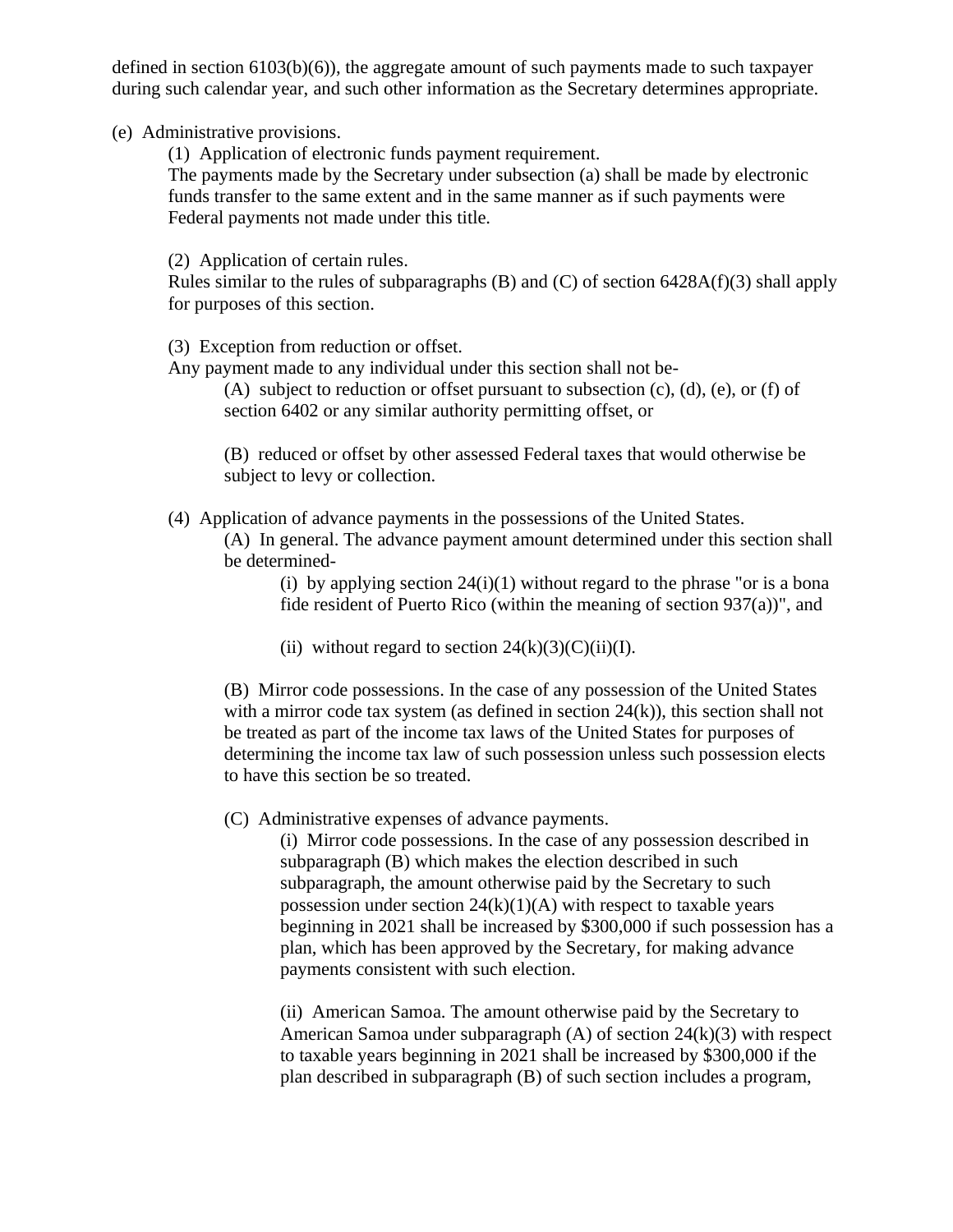defined in section 6103(b)(6)), the aggregate amount of such payments made to such taxpayer during such calendar year, and such other information as the Secretary determines appropriate.

(e) Administrative provisions.

(1) Application of electronic funds payment requirement.
The payments made by the Secretary under subsection (a) shall be made by electronic funds transfer to the same extent and in the same manner as if such payments were Federal payments not made under this title.

(2) Application of certain rules.
Rules similar to the rules of subparagraphs (B) and (C) of section 6428A(f)(3) shall apply for purposes of this section.

(3) Exception from reduction or offset.
Any payment made to any individual under this section shall not be-

(A) subject to reduction or offset pursuant to subsection (c), (d), (e), or (f) of section 6402 or any similar authority permitting offset, or

(B) reduced or offset by other assessed Federal taxes that would otherwise be subject to levy or collection.

(4) Application of advance payments in the possessions of the United States.

(A) In general. The advance payment amount determined under this section shall be determined-

(i) by applying section 24(i)(1) without regard to the phrase "or is a bona fide resident of Puerto Rico (within the meaning of section 937(a))", and

(ii) without regard to section 24(k)(3)(C)(ii)(I).

(B) Mirror code possessions. In the case of any possession of the United States with a mirror code tax system (as defined in section 24(k)), this section shall not be treated as part of the income tax laws of the United States for purposes of determining the income tax law of such possession unless such possession elects to have this section be so treated.

(C) Administrative expenses of advance payments.

(i) Mirror code possessions. In the case of any possession described in subparagraph (B) which makes the election described in such subparagraph, the amount otherwise paid by the Secretary to such possession under section 24(k)(1)(A) with respect to taxable years beginning in 2021 shall be increased by $300,000 if such possession has a plan, which has been approved by the Secretary, for making advance payments consistent with such election.

(ii) American Samoa. The amount otherwise paid by the Secretary to American Samoa under subparagraph (A) of section 24(k)(3) with respect to taxable years beginning in 2021 shall be increased by $300,000 if the plan described in subparagraph (B) of such section includes a program,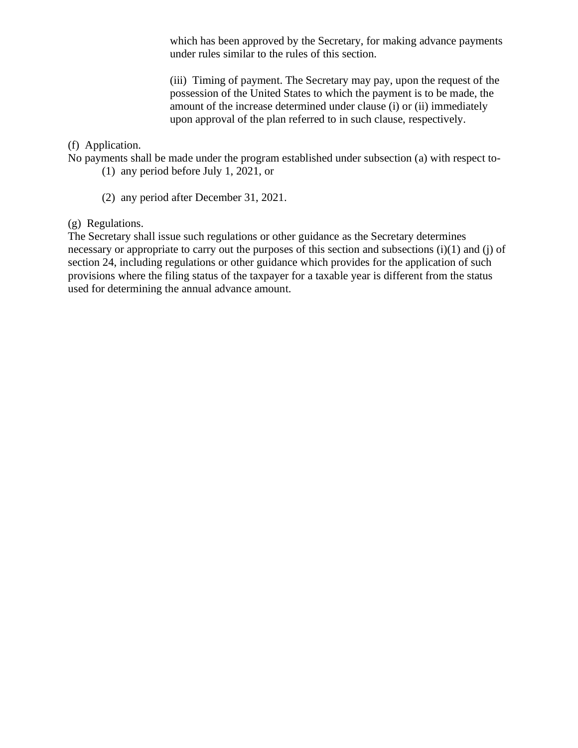which has been approved by the Secretary, for making advance payments under rules similar to the rules of this section.

(iii) Timing of payment. The Secretary may pay, upon the request of the possession of the United States to which the payment is to be made, the amount of the increase determined under clause (i) or (ii) immediately upon approval of the plan referred to in such clause, respectively.

(f) Application.

No payments shall be made under the program established under subsection (a) with respect to-

(1) any period before July 1, 2021, or

(2) any period after December 31, 2021.

(g) Regulations.

The Secretary shall issue such regulations or other guidance as the Secretary determines necessary or appropriate to carry out the purposes of this section and subsections (i)(1) and (j) of section 24, including regulations or other guidance which provides for the application of such provisions where the filing status of the taxpayer for a taxable year is different from the status used for determining the annual advance amount.